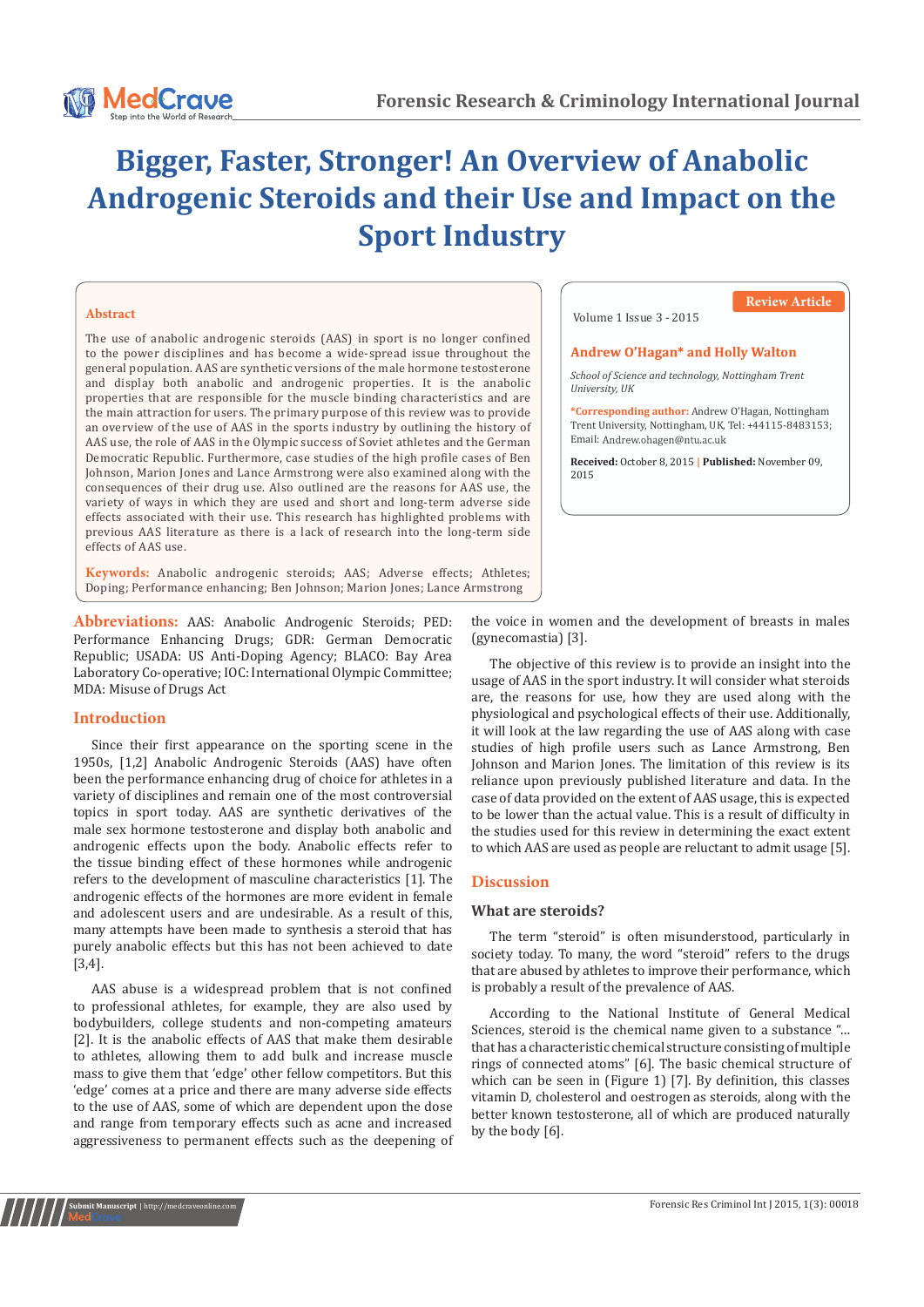# Bigger, Faster, Stronger! An Overview of Anabolic Androgenic Steroids and their Use and Impact on the Sport Industry

Review Article

Volume 1 Issue 3 - 2015

**Andrew O'Hagan* and Holly Walton**

*School of Science and technology, Nottingham Trent University, UK*

***Corresponding author:** Andrew O'Hagan, Nottingham Trent University, Nottingham, UK, Tel: +44115-8483153; Email: Andrew.ohagen@ntu.ac.uk

**Received:** October 8, 2015 | **Published:** November 09, 2015

## Abstract

The use of anabolic androgenic steroids (AAS) in sport is no longer confined to the power disciplines and has become a wide-spread issue throughout the general population. AAS are synthetic versions of the male hormone testosterone and display both anabolic and androgenic properties. It is the anabolic properties that are responsible for the muscle binding characteristics and are the main attraction for users. The primary purpose of this review was to provide an overview of the use of AAS in the sports industry by outlining the history of AAS use, the role of AAS in the Olympic success of Soviet athletes and the German Democratic Republic. Furthermore, case studies of the high profile cases of Ben Johnson, Marion Jones and Lance Armstrong were also examined along with the consequences of their drug use. Also outlined are the reasons for AAS use, the variety of ways in which they are used and short and long-term adverse side effects associated with their use. This research has highlighted problems with previous AAS literature as there is a lack of research into the long-term side effects of AAS use.

**Keywords:** Anabolic androgenic steroids; AAS; Adverse effects; Athletes; Doping; Performance enhancing; Ben Johnson; Marion Jones; Lance Armstrong

**Abbreviations:** AAS: Anabolic Androgenic Steroids; PED: Performance Enhancing Drugs; GDR: German Democratic Republic; USADA: US Anti-Doping Agency; BLACO: Bay Area Laboratory Co-operative; IOC: International Olympic Committee; MDA: Misuse of Drugs Act

## Introduction

Since their first appearance on the sporting scene in the 1950s, [1,2] Anabolic Androgenic Steroids (AAS) have often been the performance enhancing drug of choice for athletes in a variety of disciplines and remain one of the most controversial topics in sport today. AAS are synthetic derivatives of the male sex hormone testosterone and display both anabolic and androgenic effects upon the body. Anabolic effects refer to the tissue binding effect of these hormones while androgenic refers to the development of masculine characteristics [1]. The androgenic effects of the hormones are more evident in female and adolescent users and are undesirable. As a result of this, many attempts have been made to synthesis a steroid that has purely anabolic effects but this has not been achieved to date [3,4].

AAS abuse is a widespread problem that is not confined to professional athletes, for example, they are also used by bodybuilders, college students and non-competing amateurs [2]. It is the anabolic effects of AAS that make them desirable to athletes, allowing them to add bulk and increase muscle mass to give them that 'edge' other fellow competitors. But this 'edge' comes at a price and there are many adverse side effects to the use of AAS, some of which are dependent upon the dose and range from temporary effects such as acne and increased aggressiveness to permanent effects such as the deepening of the voice in women and the development of breasts in males (gynecomastia) [3].

The objective of this review is to provide an insight into the usage of AAS in the sport industry. It will consider what steroids are, the reasons for use, how they are used along with the physiological and psychological effects of their use. Additionally, it will look at the law regarding the use of AAS along with case studies of high profile users such as Lance Armstrong, Ben Johnson and Marion Jones. The limitation of this review is its reliance upon previously published literature and data. In the case of data provided on the extent of AAS usage, this is expected to be lower than the actual value. This is a result of difficulty in the studies used for this review in determining the exact extent to which AAS are used as people are reluctant to admit usage [5].

## Discussion

### What are steroids?

The term "steroid" is often misunderstood, particularly in society today. To many, the word "steroid" refers to the drugs that are abused by athletes to improve their performance, which is probably a result of the prevalence of AAS.

According to the National Institute of General Medical Sciences, steroid is the chemical name given to a substance "… that has a characteristic chemical structure consisting of multiple rings of connected atoms" [6]. The basic chemical structure of which can be seen in (Figure 1) [7]. By definition, this classes vitamin D, cholesterol and oestrogen as steroids, along with the better known testosterone, all of which are produced naturally by the body [6].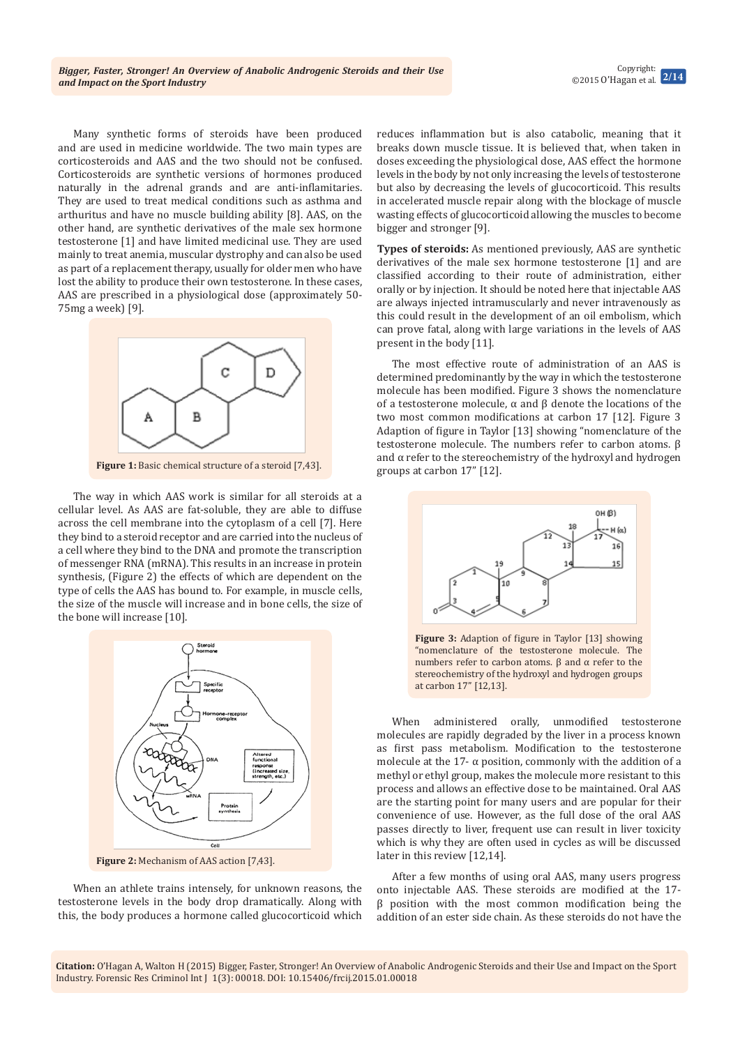Many synthetic forms of steroids have been produced and are used in medicine worldwide. The two main types are corticosteroids and AAS and the two should not be confused. Corticosteroids are synthetic versions of hormones produced naturally in the adrenal grands and are anti-inflamitaries. They are used to treat medical conditions such as asthma and arthuritus and have no muscle building ability [8]. AAS, on the other hand, are synthetic derivatives of the male sex hormone testosterone [1] and have limited medicinal use. They are used mainly to treat anemia, muscular dystrophy and can also be used as part of a replacement therapy, usually for older men who have lost the ability to produce their own testosterone. In these cases, AAS are prescribed in a physiological dose (approximately 50-75mg a week) [9].

**Figure 1:** Basic chemical structure of a steroid [7,43].

The way in which AAS work is similar for all steroids at a cellular level. As AAS are fat-soluble, they are able to diffuse across the cell membrane into the cytoplasm of a cell [7]. Here they bind to a steroid receptor and are carried into the nucleus of a cell where they bind to the DNA and promote the transcription of messenger RNA (mRNA). This results in an increase in protein synthesis, (Figure 2) the effects of which are dependent on the type of cells the AAS has bound to. For example, in muscle cells, the size of the muscle will increase and in bone cells, the size of the bone will increase [10].

**Figure 2:** Mechanism of AAS action [7,43].

When an athlete trains intensely, for unknown reasons, the testosterone levels in the body drop dramatically. Along with this, the body produces a hormone called glucocorticoid which reduces inflammation but is also catabolic, meaning that it breaks down muscle tissue. It is believed that, when taken in doses exceeding the physiological dose, AAS effect the hormone levels in the body by not only increasing the levels of testosterone but also by decreasing the levels of glucocorticoid. This results in accelerated muscle repair along with the blockage of muscle wasting effects of glucocorticoid allowing the muscles to become bigger and stronger [9].

**Types of steroids:** As mentioned previously, AAS are synthetic derivatives of the male sex hormone testosterone [1] and are classified according to their route of administration, either orally or by injection. It should be noted here that injectable AAS are always injected intramuscularly and never intravenously as this could result in the development of an oil embolism, which can prove fatal, along with large variations in the levels of AAS present in the body [11].

The most effective route of administration of an AAS is determined predominantly by the way in which the testosterone molecule has been modified. Figure 3 shows the nomenclature of a testosterone molecule, α and β denote the locations of the two most common modifications at carbon 17 [12]. Figure 3 Adaption of figure in Taylor [13] showing "nomenclature of the testosterone molecule. The numbers refer to carbon atoms. β and α refer to the stereochemistry of the hydroxyl and hydrogen groups at carbon 17" [12].

**Figure 3:** Adaption of figure in Taylor [13] showing "nomenclature of the testosterone molecule. The numbers refer to carbon atoms. β and α refer to the stereochemistry of the hydroxyl and hydrogen groups at carbon 17" [12,13].

When administered orally, unmodified testosterone molecules are rapidly degraded by the liver in a process known as first pass metabolism. Modification to the testosterone molecule at the 17- α position, commonly with the addition of a methyl or ethyl group, makes the molecule more resistant to this process and allows an effective dose to be maintained. Oral AAS are the starting point for many users and are popular for their convenience of use. However, as the full dose of the oral AAS passes directly to liver, frequent use can result in liver toxicity which is why they are often used in cycles as will be discussed later in this review [12,14].

After a few months of using oral AAS, many users progress onto injectable AAS. These steroids are modified at the 17- β position with the most common modification being the addition of an ester side chain. As these steroids do not have the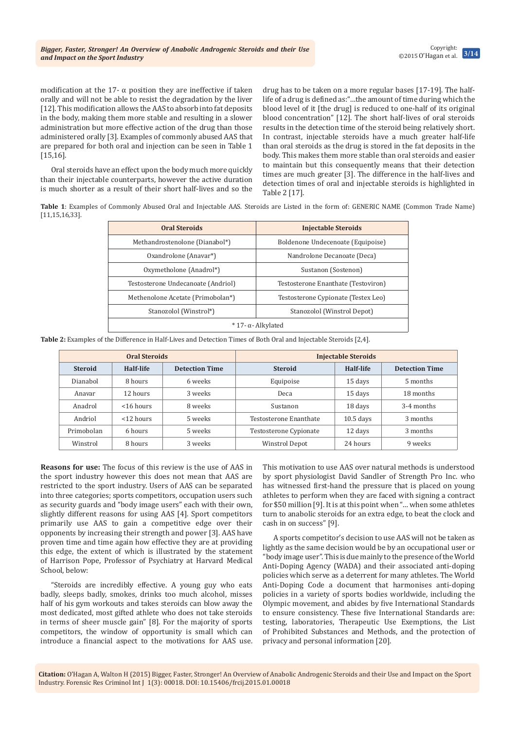modification at the 17- α position they are ineffective if taken orally and will not be able to resist the degradation by the liver [12]. This modification allows the AAS to absorb into fat deposits in the body, making them more stable and resulting in a slower administration but more effective action of the drug than those administered orally [3]. Examples of commonly abused AAS that are prepared for both oral and injection can be seen in Table 1 [15,16].

Oral steroids have an effect upon the body much more quickly than their injectable counterparts, however the active duration is much shorter as a result of their short half-lives and so the drug has to be taken on a more regular bases [17-19]. The half-life of a drug is defined as:"…the amount of time during which the blood level of it [the drug] is reduced to one-half of its original blood concentration" [12]. The short half-lives of oral steroids results in the detection time of the steroid being relatively short. In contrast, injectable steroids have a much greater half-life than oral steroids as the drug is stored in the fat deposits in the body. This makes them more stable than oral steroids and easier to maintain but this consequently means that their detection times are much greater [3]. The difference in the half-lives and detection times of oral and injectable steroids is highlighted in Table 2 [17].

**Table 1**: Examples of Commonly Abused Oral and Injectable AAS. Steroids are Listed in the form of: GENERIC NAME (Common Trade Name) [11,15,16,33].

| Oral Steroids | Injectable Steroids |
|---|---|
| Methandrostenolone (Dianabol*) | Boldenone Undecenoate (Equipoise) |
| Oxandrolone (Anavar*) | Nandrolone Decanoate (Deca) |
| Oxymetholone (Anadrol*) | Sustanon (Sostenon) |
| Testosterone Undecanoate (Andriol) | Testosterone Enanthate (Testoviron) |
| Methenolone Acetate (Primobolan*) | Testosterone Cypionate (Testex Leo) |
| Stanozolol (Winstrol*) | Stanozolol (Winstrol Depot) |
| * 17- α- Alkylated | |

**Table 2:** Examples of the Difference in Half-Lives and Detection Times of Both Oral and Injectable Steroids [2,4].

| Oral Steroids | | | Injectable Steroids | | |
|---|---|---|---|---|---|
| Steroid | Half-life | Detection Time | Steroid | Half-life | Detection Time |
| Dianabol | 8 hours | 6 weeks | Equipoise | 15 days | 5 months |
| Anavar | 12 hours | 3 weeks | Deca | 15 days | 18 months |
| Anadrol | <16 hours | 8 weeks | Sustanon | 18 days | 3-4 months |
| Andriol | <12 hours | 5 weeks | Testosterone Enanthate | 10.5 days | 3 months |
| Primobolan | 6 hours | 5 weeks | Testosterone Cypionate | 12 days | 3 months |
| Winstrol | 8 hours | 3 weeks | Winstrol Depot | 24 hours | 9 weeks |

**Reasons for use:** The focus of this review is the use of AAS in the sport industry however this does not mean that AAS are restricted to the sport industry. Users of AAS can be separated into three categories; sports competitors, occupation users such as security guards and "body image users" each with their own, slightly different reasons for using AAS [4]. Sport competitors primarily use AAS to gain a competitive edge over their opponents by increasing their strength and power [3]. AAS have proven time and time again how effective they are at providing this edge, the extent of which is illustrated by the statement of Harrison Pope, Professor of Psychiatry at Harvard Medical School, below:

"Steroids are incredibly effective. A young guy who eats badly, sleeps badly, smokes, drinks too much alcohol, misses half of his gym workouts and takes steroids can blow away the most dedicated, most gifted athlete who does not take steroids in terms of sheer muscle gain" [8]. For the majority of sports competitors, the window of opportunity is small which can introduce a financial aspect to the motivations for AAS use. This motivation to use AAS over natural methods is understood by sport physiologist David Sandler of Strength Pro Inc. who has witnessed first-hand the pressure that is placed on young athletes to perform when they are faced with signing a contract for $50 million [9]. It is at this point when "… when some athletes turn to anabolic steroids for an extra edge, to beat the clock and cash in on success" [9].

A sports competitor's decision to use AAS will not be taken as lightly as the same decision would be by an occupational user or "body image user". This is due mainly to the presence of the World Anti-Doping Agency (WADA) and their associated anti-doping policies which serve as a deterrent for many athletes. The World Anti-Doping Code a document that harmonises anti-doping policies in a variety of sports bodies worldwide, including the Olympic movement, and abides by five International Standards to ensure consistency. These five International Standards are: testing, laboratories, Therapeutic Use Exemptions, the List of Prohibited Substances and Methods, and the protection of privacy and personal information [20].

**Citation:** O'Hagan A, Walton H (2015) Bigger, Faster, Stronger! An Overview of Anabolic Androgenic Steroids and their Use and Impact on the Sport Industry. Forensic Res Criminol Int J 1(3): 00018. DOI: 10.15406/frcij.2015.01.00018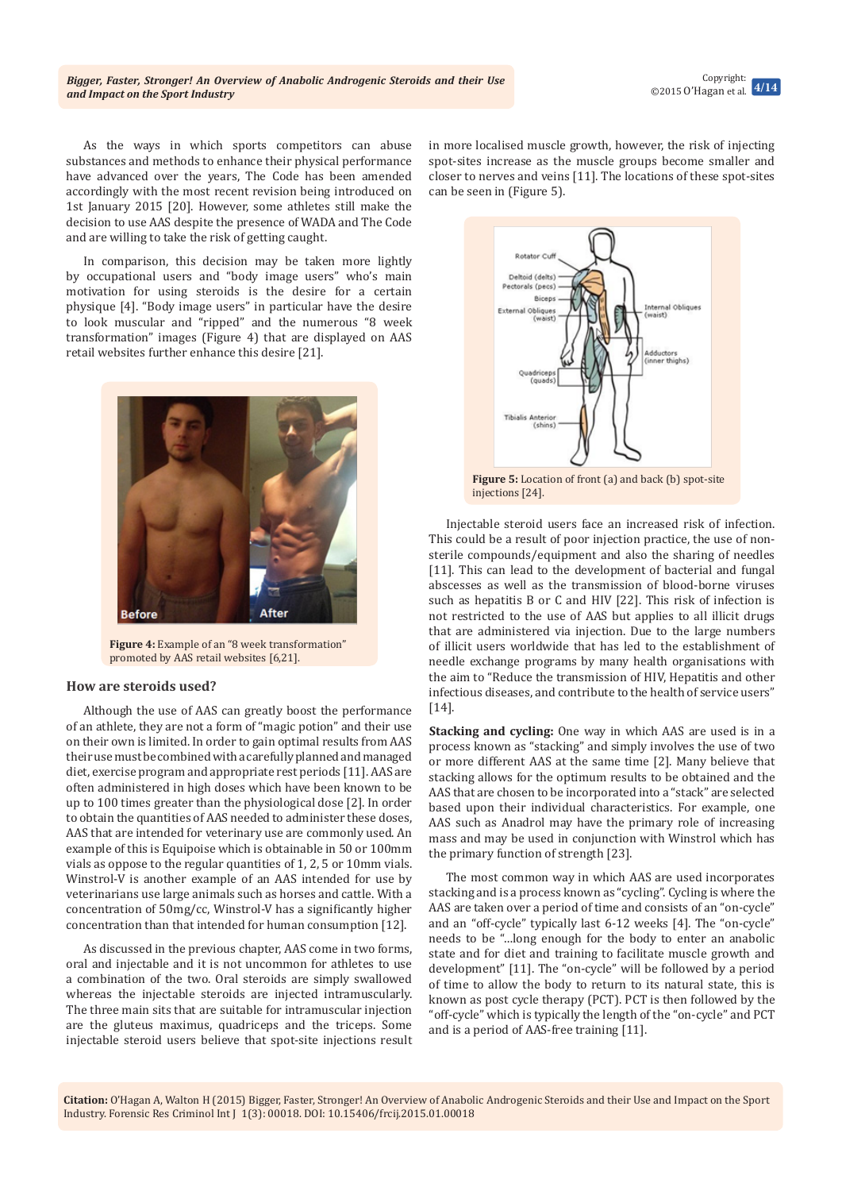As the ways in which sports competitors can abuse substances and methods to enhance their physical performance have advanced over the years, The Code has been amended accordingly with the most recent revision being introduced on 1st January 2015 [20]. However, some athletes still make the decision to use AAS despite the presence of WADA and The Code and are willing to take the risk of getting caught.

In comparison, this decision may be taken more lightly by occupational users and "body image users" who's main motivation for using steroids is the desire for a certain physique [4]. "Body image users" in particular have the desire to look muscular and "ripped" and the numerous "8 week transformation" images (Figure 4) that are displayed on AAS retail websites further enhance this desire [21].

**Figure 4:** Example of an "8 week transformation" promoted by AAS retail websites [6,21].

## How are steroids used?

Although the use of AAS can greatly boost the performance of an athlete, they are not a form of "magic potion" and their use on their own is limited. In order to gain optimal results from AAS their use must be combined with a carefully planned and managed diet, exercise program and appropriate rest periods [11]. AAS are often administered in high doses which have been known to be up to 100 times greater than the physiological dose [2]. In order to obtain the quantities of AAS needed to administer these doses, AAS that are intended for veterinary use are commonly used. An example of this is Equipoise which is obtainable in 50 or 100mm vials as oppose to the regular quantities of 1, 2, 5 or 10mm vials. Winstrol-V is another example of an AAS intended for use by veterinarians use large animals such as horses and cattle. With a concentration of 50mg/cc, Winstrol-V has a significantly higher concentration than that intended for human consumption [12].

As discussed in the previous chapter, AAS come in two forms, oral and injectable and it is not uncommon for athletes to use a combination of the two. Oral steroids are simply swallowed whereas the injectable steroids are injected intramuscularly. The three main sits that are suitable for intramuscular injection are the gluteus maximus, quadriceps and the triceps. Some injectable steroid users believe that spot-site injections result in more localised muscle growth, however, the risk of injecting spot-sites increase as the muscle groups become smaller and closer to nerves and veins [11]. The locations of these spot-sites can be seen in (Figure 5).

**Figure 5:** Location of front (a) and back (b) spot-site injections [24].

Injectable steroid users face an increased risk of infection. This could be a result of poor injection practice, the use of non-sterile compounds/equipment and also the sharing of needles [11]. This can lead to the development of bacterial and fungal abscesses as well as the transmission of blood-borne viruses such as hepatitis B or C and HIV [22]. This risk of infection is not restricted to the use of AAS but applies to all illicit drugs that are administered via injection. Due to the large numbers of illicit users worldwide that has led to the establishment of needle exchange programs by many health organisations with the aim to "Reduce the transmission of HIV, Hepatitis and other infectious diseases, and contribute to the health of service users" [14].

**Stacking and cycling:** One way in which AAS are used is in a process known as "stacking" and simply involves the use of two or more different AAS at the same time [2]. Many believe that stacking allows for the optimum results to be obtained and the AAS that are chosen to be incorporated into a "stack" are selected based upon their individual characteristics. For example, one AAS such as Anadrol may have the primary role of increasing mass and may be used in conjunction with Winstrol which has the primary function of strength [23].

The most common way in which AAS are used incorporates stacking and is a process known as "cycling". Cycling is where the AAS are taken over a period of time and consists of an "on-cycle" and an "off-cycle" typically last 6-12 weeks [4]. The "on-cycle" needs to be "...long enough for the body to enter an anabolic state and for diet and training to facilitate muscle growth and development" [11]. The "on-cycle" will be followed by a period of time to allow the body to return to its natural state, this is known as post cycle therapy (PCT). PCT is then followed by the "off-cycle" which is typically the length of the "on-cycle" and PCT and is a period of AAS-free training [11].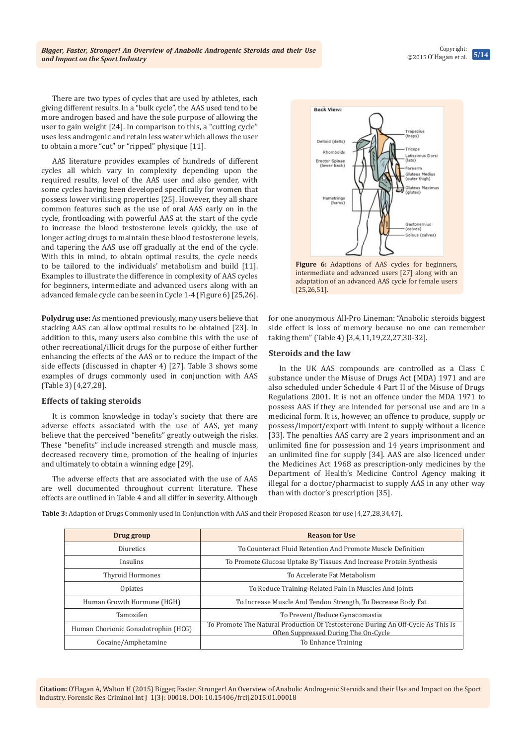There are two types of cycles that are used by athletes, each giving different results. In a "bulk cycle", the AAS used tend to be more androgen based and have the sole purpose of allowing the user to gain weight [24]. In comparison to this, a "cutting cycle" uses less androgenic and retain less water which allows the user to obtain a more "cut" or "ripped" physique [11].

AAS literature provides examples of hundreds of different cycles all which vary in complexity depending upon the required results, level of the AAS user and also gender, with some cycles having been developed specifically for women that possess lower virilising properties [25]. However, they all share common features such as the use of oral AAS early on in the cycle, frontloading with powerful AAS at the start of the cycle to increase the blood testosterone levels quickly, the use of longer acting drugs to maintain these blood testosterone levels, and tapering the AAS use off gradually at the end of the cycle. With this in mind, to obtain optimal results, the cycle needs to be tailored to the individuals' metabolism and build [11]. Examples to illustrate the difference in complexity of AAS cycles for beginners, intermediate and advanced users along with an advanced female cycle can be seen in Cycle 1-4 (Figure 6) [25,26].

**Figure 6:** Adaptions of AAS cycles for beginners, intermediate and advanced users [27] along with an adaptation of an advanced AAS cycle for female users [25,26,51].

**Polydrug use:** As mentioned previously, many users believe that stacking AAS can allow optimal results to be obtained [23]. In addition to this, many users also combine this with the use of other recreational/illicit drugs for the purpose of either further enhancing the effects of the AAS or to reduce the impact of the side effects (discussed in chapter 4) [27]. Table 3 shows some examples of drugs commonly used in conjunction with AAS (Table 3) [4,27,28].

### Effects of taking steroids

It is common knowledge in today's society that there are adverse effects associated with the use of AAS, yet many believe that the perceived "benefits" greatly outweigh the risks. These "benefits" include increased strength and muscle mass, decreased recovery time, promotion of the healing of injuries and ultimately to obtain a winning edge [29].

The adverse effects that are associated with the use of AAS are well documented throughout current literature. These effects are outlined in Table 4 and all differ in severity. Although for one anonymous All-Pro Lineman: "Anabolic steroids biggest side effect is loss of memory because no one can remember taking them" (Table 4) [3,4,11,19,22,27,30-32].

### Steroids and the law

In the UK AAS compounds are controlled as a Class C substance under the Misuse of Drugs Act (MDA) 1971 and are also scheduled under Schedule 4 Part II of the Misuse of Drugs Regulations 2001. It is not an offence under the MDA 1971 to possess AAS if they are intended for personal use and are in a medicinal form. It is, however, an offence to produce, supply or possess/import/export with intent to supply without a licence [33]. The penalties AAS carry are 2 years imprisonment and an unlimited fine for possession and 14 years imprisonment and an unlimited fine for supply [34]. AAS are also licenced under the Medicines Act 1968 as prescription-only medicines by the Department of Health's Medicine Control Agency making it illegal for a doctor/pharmacist to supply AAS in any other way than with doctor's prescription [35].

**Table 3:** Adaption of Drugs Commonly used in Conjunction with AAS and their Proposed Reason for use [4,27,28,34,47].

| Drug group | Reason for Use |
|---|---|
| Diuretics | To Counteract Fluid Retention And Promote Muscle Definition |
| Insulins | To Promote Glucose Uptake By Tissues And Increase Protein Synthesis |
| Thyroid Hormones | To Accelerate Fat Metabolism |
| Opiates | To Reduce Training-Related Pain In Muscles And Joints |
| Human Growth Hormone (HGH) | To Increase Muscle And Tendon Strength, To Decrease Body Fat |
| Tamoxifen | To Prevent/Reduce Gynacomastia |
| Human Chorionic Gonadotrophin (HCG) | To Promote The Natural Production Of Testosterone During An Off-Cycle As This Is Often Suppressed During The On-Cycle |
| Cocaine/Amphetamine | To Enhance Training |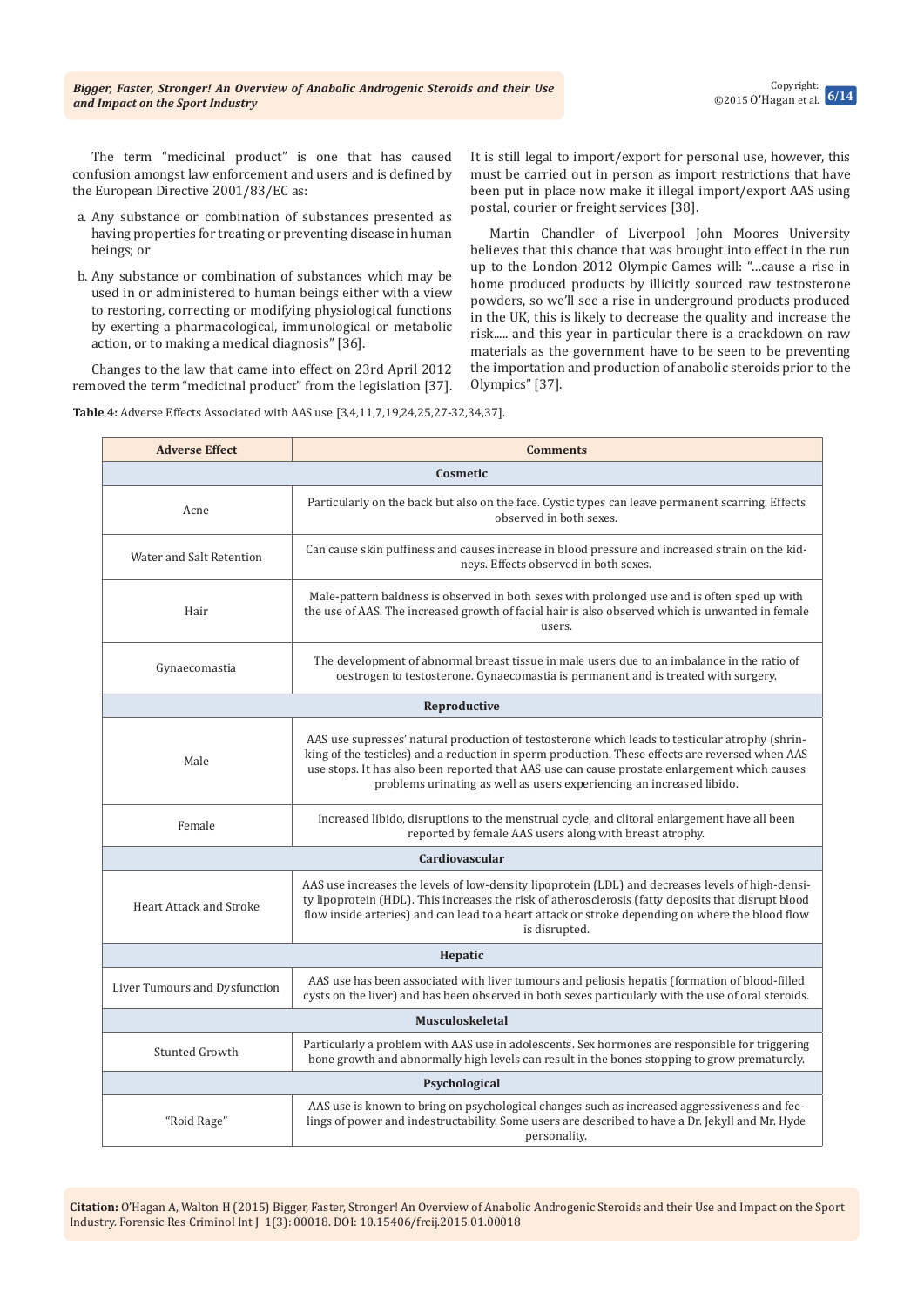The term "medicinal product" is one that has caused confusion amongst law enforcement and users and is defined by the European Directive 2001/83/EC as:

a. Any substance or combination of substances presented as having properties for treating or preventing disease in human beings; or

b. Any substance or combination of substances which may be used in or administered to human beings either with a view to restoring, correcting or modifying physiological functions by exerting a pharmacological, immunological or metabolic action, or to making a medical diagnosis" [36].

Changes to the law that came into effect on 23rd April 2012 removed the term "medicinal product" from the legislation [37]. It is still legal to import/export for personal use, however, this must be carried out in person as import restrictions that have been put in place now make it illegal import/export AAS using postal, courier or freight services [38].

Martin Chandler of Liverpool John Moores University believes that this chance that was brought into effect in the run up to the London 2012 Olympic Games will: "...cause a rise in home produced products by illicitly sourced raw testosterone powders, so we'll see a rise in underground products produced in the UK, this is likely to decrease the quality and increase the risk..... and this year in particular there is a crackdown on raw materials as the government have to be seen to be preventing the importation and production of anabolic steroids prior to the Olympics" [37].

**Table 4:** Adverse Effects Associated with AAS use [3,4,11,7,19,24,25,27-32,34,37].

| Adverse Effect | Comments |
|---|---|
| **Cosmetic** | |
| Acne | Particularly on the back but also on the face. Cystic types can leave permanent scarring. Effects observed in both sexes. |
| Water and Salt Retention | Can cause skin puffiness and causes increase in blood pressure and increased strain on the kidneys. Effects observed in both sexes. |
| Hair | Male-pattern baldness is observed in both sexes with prolonged use and is often sped up with the use of AAS. The increased growth of facial hair is also observed which is unwanted in female users. |
| Gynaecomastia | The development of abnormal breast tissue in male users due to an imbalance in the ratio of oestrogen to testosterone. Gynaecomastia is permanent and is treated with surgery. |
| **Reproductive** | |
| Male | AAS use supresses' natural production of testosterone which leads to testicular atrophy (shrinking of the testicles) and a reduction in sperm production. These effects are reversed when AAS use stops. It has also been reported that AAS use can cause prostate enlargement which causes problems urinating as well as users experiencing an increased libido. |
| Female | Increased libido, disruptions to the menstrual cycle, and clitoral enlargement have all been reported by female AAS users along with breast atrophy. |
| **Cardiovascular** | |
| Heart Attack and Stroke | AAS use increases the levels of low-density lipoprotein (LDL) and decreases levels of high-density lipoprotein (HDL). This increases the risk of atherosclerosis (fatty deposits that disrupt blood flow inside arteries) and can lead to a heart attack or stroke depending on where the blood flow is disrupted. |
| **Hepatic** | |
| Liver Tumours and Dysfunction | AAS use has been associated with liver tumours and peliosis hepatis (formation of blood-filled cysts on the liver) and has been observed in both sexes particularly with the use of oral steroids. |
| **Musculoskeletal** | |
| Stunted Growth | Particularly a problem with AAS use in adolescents. Sex hormones are responsible for triggering bone growth and abnormally high levels can result in the bones stopping to grow prematurely. |
| **Psychological** | |
| "Roid Rage" | AAS use is known to bring on psychological changes such as increased aggressiveness and feelings of power and indestructability. Some users are described to have a Dr. Jekyll and Mr. Hyde personality. |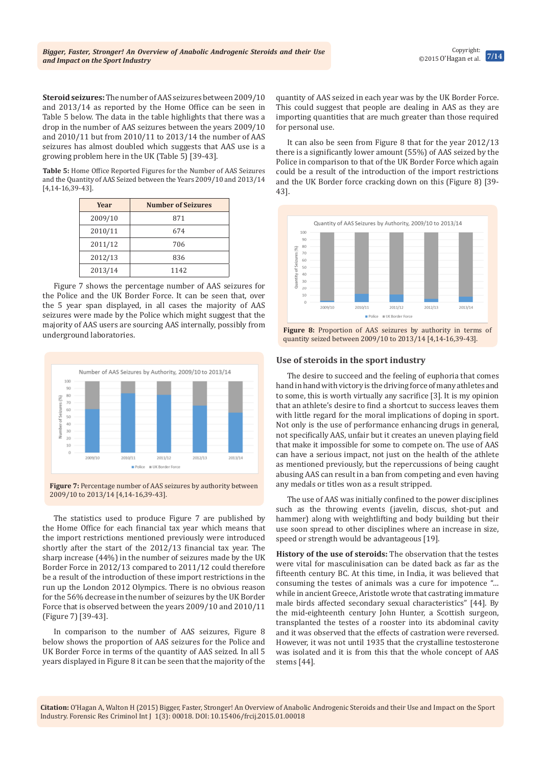**Steroid seizures:** The number of AAS seizures between 2009/10 and 2013/14 as reported by the Home Office can be seen in Table 5 below. The data in the table highlights that there was a drop in the number of AAS seizures between the years 2009/10 and 2010/11 but from 2010/11 to 2013/14 the number of AAS seizures has almost doubled which suggests that AAS use is a growing problem here in the UK (Table 5) [39-43].

**Table 5:** Home Office Reported Figures for the Number of AAS Seizures and the Quantity of AAS Seized between the Years 2009/10 and 2013/14 [4,14-16,39-43].

| Year | Number of Seizures |
|---|---|
| 2009/10 | 871 |
| 2010/11 | 674 |
| 2011/12 | 706 |
| 2012/13 | 836 |
| 2013/14 | 1142 |

Figure 7 shows the percentage number of AAS seizures for the Police and the UK Border Force. It can be seen that, over the 5 year span displayed, in all cases the majority of AAS seizures were made by the Police which might suggest that the majority of AAS users are sourcing AAS internally, possibly from underground laboratories.

**Figure 7:** Percentage number of AAS seizures by authority between 2009/10 to 2013/14 [4,14-16,39-43].

The statistics used to produce Figure 7 are published by the Home Office for each financial tax year which means that the import restrictions mentioned previously were introduced shortly after the start of the 2012/13 financial tax year. The sharp increase (44%) in the number of seizures made by the UK Border Force in 2012/13 compared to 2011/12 could therefore be a result of the introduction of these import restrictions in the run up the London 2012 Olympics. There is no obvious reason for the 56% decrease in the number of seizures by the UK Border Force that is observed between the years 2009/10 and 2010/11 (Figure 7) [39-43].

In comparison to the number of AAS seizures, Figure 8 below shows the proportion of AAS seizures for the Police and UK Border Force in terms of the quantity of AAS seized. In all 5 years displayed in Figure 8 it can be seen that the majority of the quantity of AAS seized in each year was by the UK Border Force. This could suggest that people are dealing in AAS as they are importing quantities that are much greater than those required for personal use.

It can also be seen from Figure 8 that for the year 2012/13 there is a significantly lower amount (55%) of AAS seized by the Police in comparison to that of the UK Border Force which again could be a result of the introduction of the import restrictions and the UK Border force cracking down on this (Figure 8) [39-43].

**Figure 8:** Proportion of AAS seizures by authority in terms of quantity seized between 2009/10 to 2013/14 [4,14-16,39-43].

## Use of steroids in the sport industry

The desire to succeed and the feeling of euphoria that comes hand in hand with victory is the driving force of many athletes and to some, this is worth virtually any sacrifice [3]. It is my opinion that an athlete's desire to find a shortcut to success leaves them with little regard for the moral implications of doping in sport. Not only is the use of performance enhancing drugs in general, not specifically AAS, unfair but it creates an uneven playing field that make it impossible for some to compete on. The use of AAS can have a serious impact, not just on the health of the athlete as mentioned previously, but the repercussions of being caught abusing AAS can result in a ban from competing and even having any medals or titles won as a result stripped.

The use of AAS was initially confined to the power disciplines such as the throwing events (javelin, discus, shot-put and hammer) along with weightlifting and body building but their use soon spread to other disciplines where an increase in size, speed or strength would be advantageous [19].

**History of the use of steroids:** The observation that the testes were vital for masculinisation can be dated back as far as the fifteenth century BC. At this time, in India, it was believed that consuming the testes of animals was a cure for impotence "... while in ancient Greece, Aristotle wrote that castrating immature male birds affected secondary sexual characteristics" [44]. By the mid-eighteenth century John Hunter, a Scottish surgeon, transplanted the testes of a rooster into its abdominal cavity and it was observed that the effects of castration were reversed. However, it was not until 1935 that the crystalline testosterone was isolated and it is from this that the whole concept of AAS stems [44].

**Citation:** O'Hagan A, Walton H (2015) Bigger, Faster, Stronger! An Overview of Anabolic Androgenic Steroids and their Use and Impact on the Sport Industry. Forensic Res Criminol Int J 1(3): 00018. DOI: 10.15406/frcij.2015.01.00018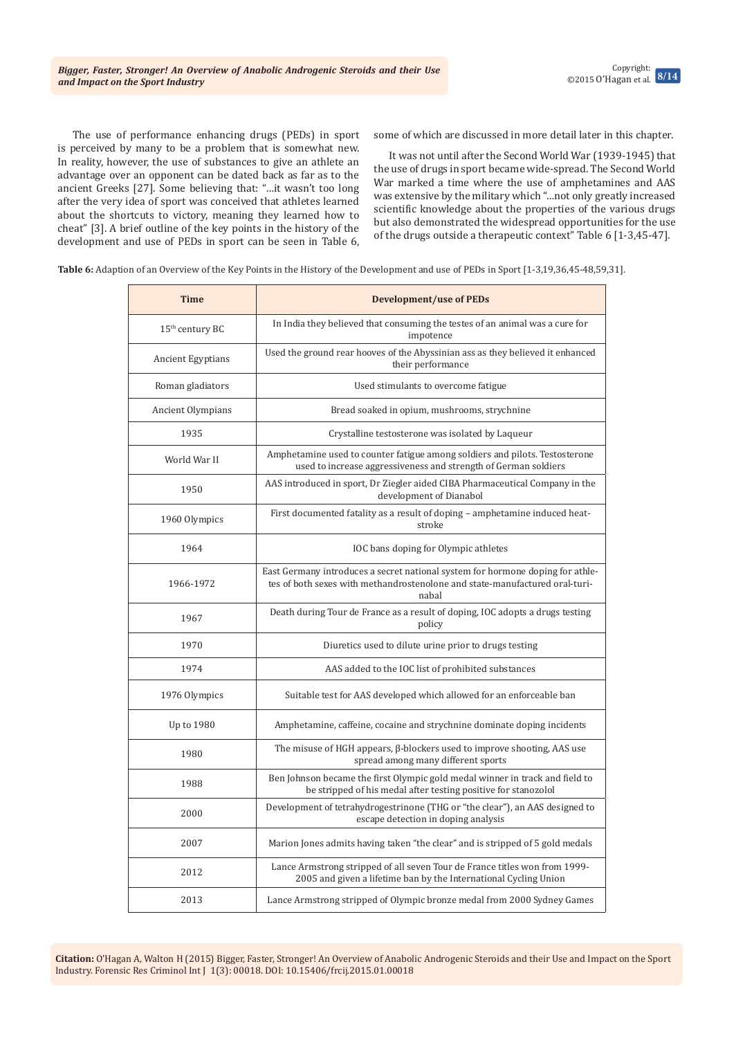The use of performance enhancing drugs (PEDs) in sport is perceived by many to be a problem that is somewhat new. In reality, however, the use of substances to give an athlete an advantage over an opponent can be dated back as far as to the ancient Greeks [27]. Some believing that: "…it wasn't too long after the very idea of sport was conceived that athletes learned about the shortcuts to victory, meaning they learned how to cheat" [3]. A brief outline of the key points in the history of the development and use of PEDs in sport can be seen in Table 6, some of which are discussed in more detail later in this chapter.

It was not until after the Second World War (1939-1945) that the use of drugs in sport became wide-spread. The Second World War marked a time where the use of amphetamines and AAS was extensive by the military which "…not only greatly increased scientific knowledge about the properties of the various drugs but also demonstrated the widespread opportunities for the use of the drugs outside a therapeutic context" Table 6 [1-3,45-47].

**Table 6:** Adaption of an Overview of the Key Points in the History of the Development and use of PEDs in Sport [1-3,19,36,45-48,59,31].

| Time | Development/use of PEDs |
|---|---|
| 15th century BC | In India they believed that consuming the testes of an animal was a cure for impotence |
| Ancient Egyptians | Used the ground rear hooves of the Abyssinian ass as they believed it enhanced their performance |
| Roman gladiators | Used stimulants to overcome fatigue |
| Ancient Olympians | Bread soaked in opium, mushrooms, strychnine |
| 1935 | Crystalline testosterone was isolated by Laqueur |
| World War II | Amphetamine used to counter fatigue among soldiers and pilots. Testosterone used to increase aggressiveness and strength of German soldiers |
| 1950 | AAS introduced in sport, Dr Ziegler aided CIBA Pharmaceutical Company in the development of Dianabol |
| 1960 Olympics | First documented fatality as a result of doping – amphetamine induced heat-stroke |
| 1964 | IOC bans doping for Olympic athletes |
| 1966-1972 | East Germany introduces a secret national system for hormone doping for athletes of both sexes with methandrostenolone and state-manufactured oral-turinabal |
| 1967 | Death during Tour de France as a result of doping, IOC adopts a drugs testing policy |
| 1970 | Diuretics used to dilute urine prior to drugs testing |
| 1974 | AAS added to the IOC list of prohibited substances |
| 1976 Olympics | Suitable test for AAS developed which allowed for an enforceable ban |
| Up to 1980 | Amphetamine, caffeine, cocaine and strychnine dominate doping incidents |
| 1980 | The misuse of HGH appears, β-blockers used to improve shooting, AAS use spread among many different sports |
| 1988 | Ben Johnson became the first Olympic gold medal winner in track and field to be stripped of his medal after testing positive for stanozolol |
| 2000 | Development of tetrahydrogestrinone (THG or "the clear"), an AAS designed to escape detection in doping analysis |
| 2007 | Marion Jones admits having taken "the clear" and is stripped of 5 gold medals |
| 2012 | Lance Armstrong stripped of all seven Tour de France titles won from 1999-2005 and given a lifetime ban by the International Cycling Union |
| 2013 | Lance Armstrong stripped of Olympic bronze medal from 2000 Sydney Games |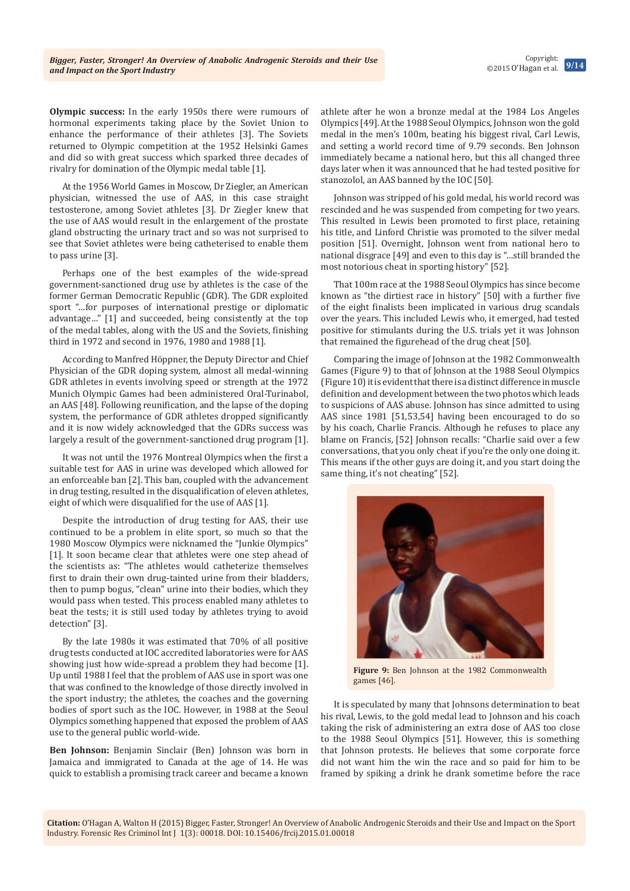**Olympic success:** In the early 1950s there were rumours of hormonal experiments taking place by the Soviet Union to enhance the performance of their athletes [3]. The Soviets returned to Olympic competition at the 1952 Helsinki Games and did so with great success which sparked three decades of rivalry for domination of the Olympic medal table [1].

At the 1956 World Games in Moscow, Dr Ziegler, an American physician, witnessed the use of AAS, in this case straight testosterone, among Soviet athletes [3]. Dr Ziegler knew that the use of AAS would result in the enlargement of the prostate gland obstructing the urinary tract and so was not surprised to see that Soviet athletes were being catheterised to enable them to pass urine [3].

Perhaps one of the best examples of the wide-spread government-sanctioned drug use by athletes is the case of the former German Democratic Republic (GDR). The GDR exploited sport "...for purposes of international prestige or diplomatic advantage..." [1] and succeeded, being consistently at the top of the medal tables, along with the US and the Soviets, finishing third in 1972 and second in 1976, 1980 and 1988 [1].

According to Manfred Höppner, the Deputy Director and Chief Physician of the GDR doping system, almost all medal-winning GDR athletes in events involving speed or strength at the 1972 Munich Olympic Games had been administered Oral-Turinabol, an AAS [48]. Following reunification, and the lapse of the doping system, the performance of GDR athletes dropped significantly and it is now widely acknowledged that the GDRs success was largely a result of the government-sanctioned drug program [1].

It was not until the 1976 Montreal Olympics when the first a suitable test for AAS in urine was developed which allowed for an enforceable ban [2]. This ban, coupled with the advancement in drug testing, resulted in the disqualification of eleven athletes, eight of which were disqualified for the use of AAS [1].

Despite the introduction of drug testing for AAS, their use continued to be a problem in elite sport, so much so that the 1980 Moscow Olympics were nicknamed the "Junkie Olympics" [1]. It soon became clear that athletes were one step ahead of the scientists as: "The athletes would catheterize themselves first to drain their own drug-tainted urine from their bladders, then to pump bogus, "clean" urine into their bodies, which they would pass when tested. This process enabled many athletes to beat the tests; it is still used today by athletes trying to avoid detection" [3].

By the late 1980s it was estimated that 70% of all positive drug tests conducted at IOC accredited laboratories were for AAS showing just how wide-spread a problem they had become [1]. Up until 1988 I feel that the problem of AAS use in sport was one that was confined to the knowledge of those directly involved in the sport industry; the athletes, the coaches and the governing bodies of sport such as the IOC. However, in 1988 at the Seoul Olympics something happened that exposed the problem of AAS use to the general public world-wide.

**Ben Johnson:** Benjamin Sinclair (Ben) Johnson was born in Jamaica and immigrated to Canada at the age of 14. He was quick to establish a promising track career and became a known athlete after he won a bronze medal at the 1984 Los Angeles Olympics [49]. At the 1988 Seoul Olympics, Johnson won the gold medal in the men's 100m, beating his biggest rival, Carl Lewis, and setting a world record time of 9.79 seconds. Ben Johnson immediately became a national hero, but this all changed three days later when it was announced that he had tested positive for stanozolol, an AAS banned by the IOC [50].

Johnson was stripped of his gold medal, his world record was rescinded and he was suspended from competing for two years. This resulted in Lewis been promoted to first place, retaining his title, and Linford Christie was promoted to the silver medal position [51]. Overnight, Johnson went from national hero to national disgrace [49] and even to this day is "...still branded the most notorious cheat in sporting history" [52].

That 100m race at the 1988 Seoul Olympics has since become known as "the dirtiest race in history" [50] with a further five of the eight finalists been implicated in various drug scandals over the years. This included Lewis who, it emerged, had tested positive for stimulants during the U.S. trials yet it was Johnson that remained the figurehead of the drug cheat [50].

Comparing the image of Johnson at the 1982 Commonwealth Games (Figure 9) to that of Johnson at the 1988 Seoul Olympics (Figure 10) it is evident that there is a distinct difference in muscle definition and development between the two photos which leads to suspicions of AAS abuse. Johnson has since admitted to using AAS since 1981 [51,53,54] having been encouraged to do so by his coach, Charlie Francis. Although he refuses to place any blame on Francis, [52] Johnson recalls: "Charlie said over a few conversations, that you only cheat if you're the only one doing it. This means if the other guys are doing it, and you start doing the same thing, it's not cheating" [52].

**Figure 9:** Ben Johnson at the 1982 Commonwealth games [46].

It is speculated by many that Johnsons determination to beat his rival, Lewis, to the gold medal lead to Johnson and his coach taking the risk of administering an extra dose of AAS too close to the 1988 Seoul Olympics [51]. However, this is something that Johnson protests. He believes that some corporate force did not want him the win the race and so paid for him to be framed by spiking a drink he drank sometime before the race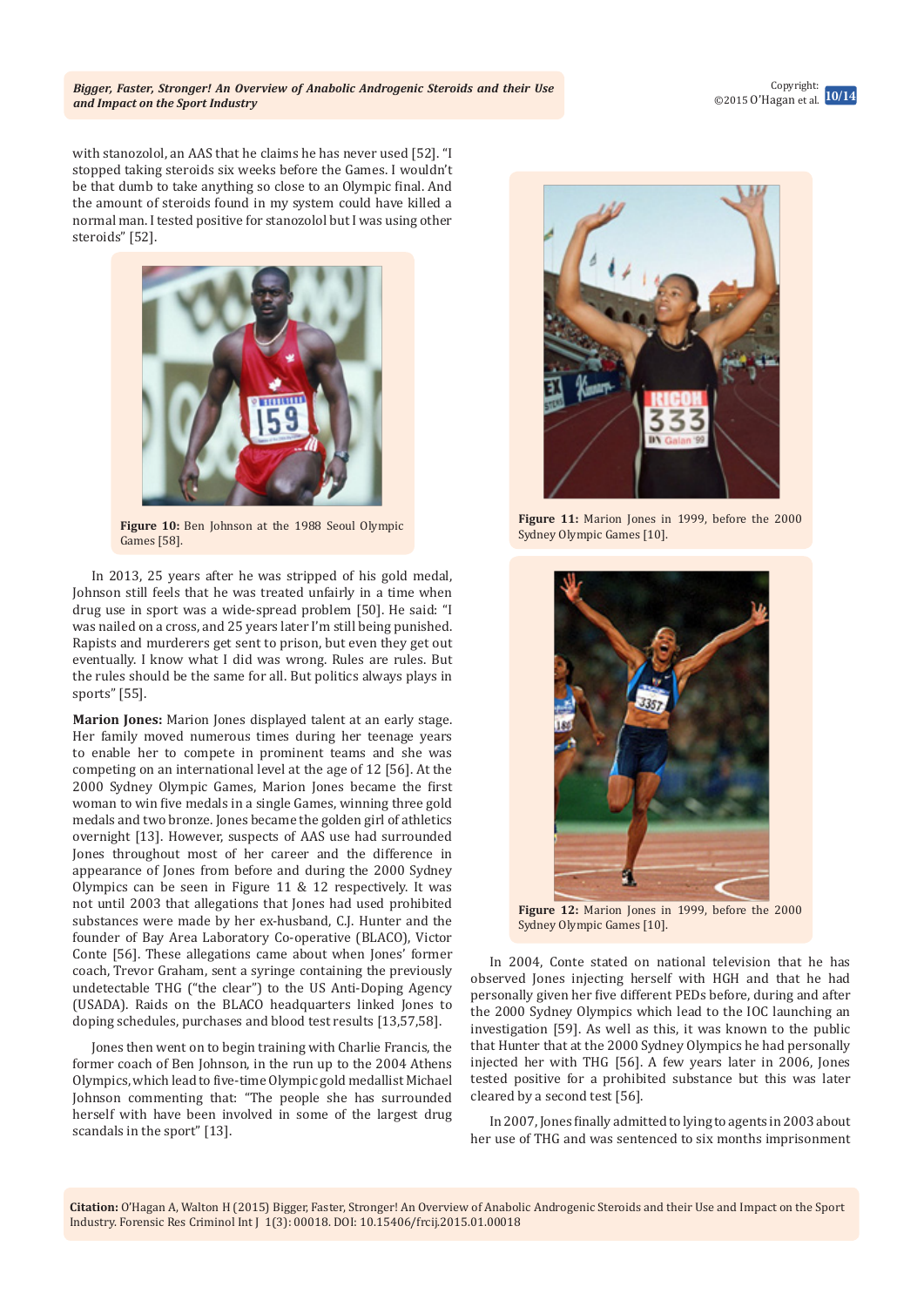with stanozolol, an AAS that he claims he has never used [52]. "I stopped taking steroids six weeks before the Games. I wouldn't be that dumb to take anything so close to an Olympic final. And the amount of steroids found in my system could have killed a normal man. I tested positive for stanozolol but I was using other steroids" [52].

**Figure 10:** Ben Johnson at the 1988 Seoul Olympic Games [58].

In 2013, 25 years after he was stripped of his gold medal, Johnson still feels that he was treated unfairly in a time when drug use in sport was a wide-spread problem [50]. He said: "I was nailed on a cross, and 25 years later I'm still being punished. Rapists and murderers get sent to prison, but even they get out eventually. I know what I did was wrong. Rules are rules. But the rules should be the same for all. But politics always plays in sports" [55].

**Marion Jones:** Marion Jones displayed talent at an early stage. Her family moved numerous times during her teenage years to enable her to compete in prominent teams and she was competing on an international level at the age of 12 [56]. At the 2000 Sydney Olympic Games, Marion Jones became the first woman to win five medals in a single Games, winning three gold medals and two bronze. Jones became the golden girl of athletics overnight [13]. However, suspects of AAS use had surrounded Jones throughout most of her career and the difference in appearance of Jones from before and during the 2000 Sydney Olympics can be seen in Figure 11 & 12 respectively. It was not until 2003 that allegations that Jones had used prohibited substances were made by her ex-husband, C.J. Hunter and the founder of Bay Area Laboratory Co-operative (BLACO), Victor Conte [56]. These allegations came about when Jones' former coach, Trevor Graham, sent a syringe containing the previously undetectable THG ("the clear") to the US Anti-Doping Agency (USADA). Raids on the BLACO headquarters linked Jones to doping schedules, purchases and blood test results [13,57,58].

Jones then went on to begin training with Charlie Francis, the former coach of Ben Johnson, in the run up to the 2004 Athens Olympics, which lead to five-time Olympic gold medallist Michael Johnson commenting that: "The people she has surrounded herself with have been involved in some of the largest drug scandals in the sport" [13].

**Figure 11:** Marion Jones in 1999, before the 2000 Sydney Olympic Games [10].

**Figure 12:** Marion Jones in 1999, before the 2000 Sydney Olympic Games [10].

In 2004, Conte stated on national television that he has observed Jones injecting herself with HGH and that he had personally given her five different PEDs before, during and after the 2000 Sydney Olympics which lead to the IOC launching an investigation [59]. As well as this, it was known to the public that Hunter that at the 2000 Sydney Olympics he had personally injected her with THG [56]. A few years later in 2006, Jones tested positive for a prohibited substance but this was later cleared by a second test [56].

In 2007, Jones finally admitted to lying to agents in 2003 about her use of THG and was sentenced to six months imprisonment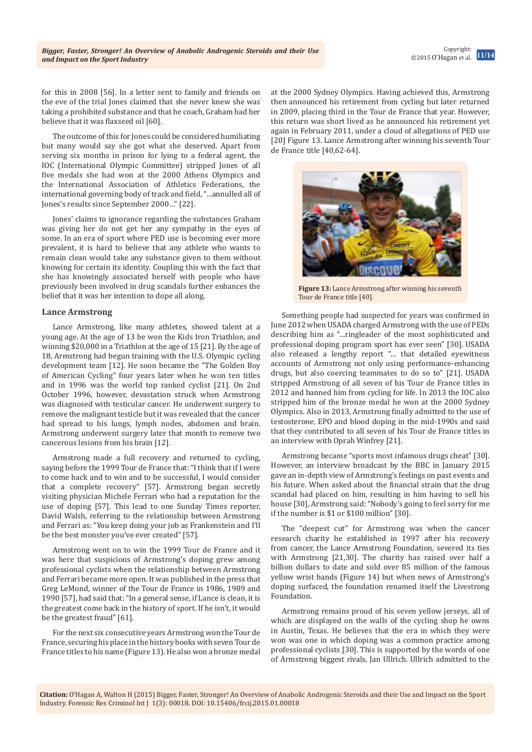for this in 2008 [56]. In a letter sent to family and friends on the eve of the trial Jones claimed that she never knew she was taking a prohibited substance and that he coach, Graham had her believe that it was flaxseed oil [60].

The outcome of this for Jones could be considered humiliating but many would say she got what she deserved. Apart from serving six months in prison for lying to a federal agent, the IOC (International Olympic Committee) stripped Jones of all five medals she had won at the 2000 Athens Olympics and the International Association of Athletics Federations, the international governing body of track and field, "...annulled all of Jones's results since September 2000..." [22].

Jones' claims to ignorance regarding the substances Graham was giving her do not get her any sympathy in the eyes of some. In an era of sport where PED use is becoming ever more prevalent, it is hard to believe that any athlete who wants to remain clean would take any substance given to them without knowing for certain its identity. Coupling this with the fact that she has knowingly associated herself with people who have previously been involved in drug scandals further enhances the belief that it was her intention to dope all along.

### Lance Armstrong

Lance Armstrong, like many athletes, showed talent at a young age. At the age of 13 he won the Kids Iron Triathlon, and winning $20,000 in a Triathlon at the age of 15 [21]. By the age of 18, Armstrong had begun training with the U.S. Olympic cycling development team [12]. He soon became the "The Golden Boy of American Cycling" four years later when he won ten titles and in 1996 was the world top ranked cyclist [21]. On 2nd October 1996, however, devastation struck when Armstrong was diagnosed with testicular cancer. He underwent surgery to remove the malignant testicle but it was revealed that the cancer had spread to his lungs, lymph nodes, abdomen and brain. Armstrong underwent surgery later that month to remove two cancerous lesions from his brain [12].

Armstrong made a full recovery and returned to cycling, saying before the 1999 Tour de France that: "I think that if I were to come back and to win and to be successful, I would consider that a complete recovery" [57]. Armstrong began secretly visiting physician Michele Ferrari who had a reputation for the use of doping [57]. This lead to one Sunday Times reporter, David Walsh, referring to the relationship between Armstrong and Ferrari as: "You keep doing your job as Frankenstein and I'll be the best monster you've ever created" [57].

Armstrong went on to win the 1999 Tour de France and it was here that suspicions of Armstrong's doping grew among professional cyclists when the relationship between Armstrong and Ferrari became more open. It was published in the press that Greg LeMond, winner of the Tour de France in 1986, 1989 and 1990 [57], had said that: "In a general sense, if Lance is clean, it is the greatest come back in the history of sport. If he isn't, it would be the greatest fraud" [61].

For the next six consecutive years Armstrong won the Tour de France, securing his place in the history books with seven Tour de France titles to his name (Figure 13). He also won a bronze medal at the 2000 Sydney Olympics. Having achieved this, Armstrong then announced his retirement from cycling but later returned in 2009, placing third in the Tour de France that year. However, this return was short lived as he announced his retirement yet again in February 2011, under a cloud of allegations of PED use [20] Figure 13. Lance Armstrong after winning his seventh Tour de France title [40,62-64].

**Figure 13:** Lance Armstrong after winning his seventh Tour de France title [40].

Something people had suspected for years was confirmed in June 2012 when USADA charged Armstrong with the use of PEDs describing him as "...ringleader of the most sophisticated and professional doping program sport has ever seen" [30]. USADA also released a lengthy report "... that detailed eyewitness accounts of Armstrong not only using performance-enhancing drugs, but also coercing teammates to do so to" [21]. USADA stripped Armstrong of all seven of his Tour de France titles in 2012 and banned him from cycling for life. In 2013 the IOC also stripped him of the bronze medal he won at the 2000 Sydney Olympics. Also in 2013, Armstrong finally admitted to the use of testosterone, EPO and blood doping in the mid-1990s and said that they contributed to all seven of his Tour de France titles in an interview with Oprah Winfrey [21].

Armstrong became "sports most infamous drugs cheat" [30]. However, an interview broadcast by the BBC in January 2015 gave an in-depth view of Armstrong's feelings on past events and his future. When asked about the financial strain that the drug scandal had placed on him, resulting in him having to sell his house [30], Armstrong said: "Nobody's going to feel sorry for me if the number is $1 or $100 million" [30].

The "deepest cut" for Armstrong was when the cancer research charity he established in 1997 after his recovery from cancer, the Lance Armstrong Foundation, severed its ties with Armstrong [21,30]. The charity has raised over half a billion dollars to date and sold over 85 million of the famous yellow wrist bands (Figure 14) but when news of Armstrong's doping surfaced, the foundation renamed itself the Livestrong Foundation.

Armstrong remains proud of his seven yellow jerseys, all of which are displayed on the walls of the cycling shop he owns in Austin, Texas. He believes that the era in which they were won was one in which doping was a common practice among professional cyclists [30]. This is supported by the words of one of Armstrong biggest rivals, Jan Ullrich. Ullrich admitted to the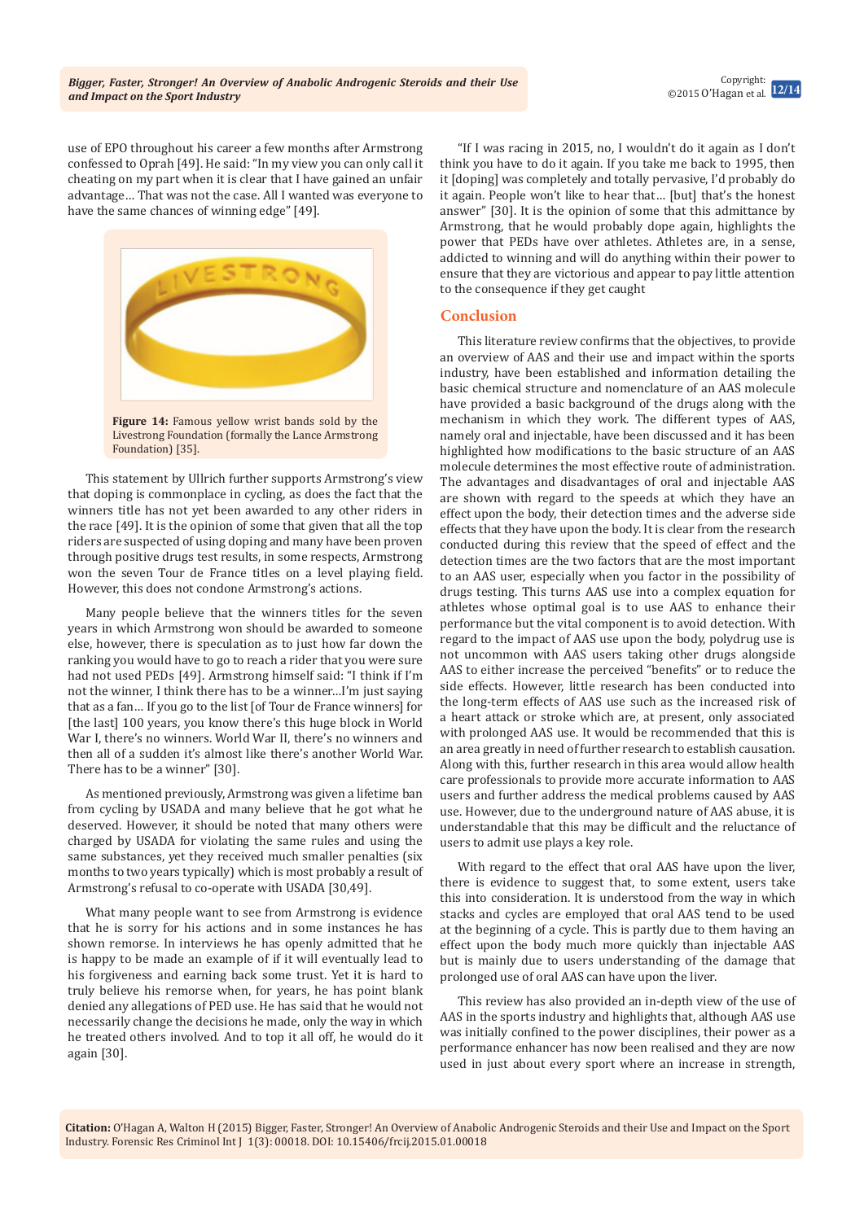use of EPO throughout his career a few months after Armstrong confessed to Oprah [49]. He said: "In my view you can only call it cheating on my part when it is clear that I have gained an unfair advantage… That was not the case. All I wanted was everyone to have the same chances of winning edge" [49].

Figure 14: Famous yellow wrist bands sold by the Livestrong Foundation (formally the Lance Armstrong Foundation) [35].

This statement by Ullrich further supports Armstrong's view that doping is commonplace in cycling, as does the fact that the winners title has not yet been awarded to any other riders in the race [49]. It is the opinion of some that given that all the top riders are suspected of using doping and many have been proven through positive drugs test results, in some respects, Armstrong won the seven Tour de France titles on a level playing field. However, this does not condone Armstrong's actions.

Many people believe that the winners titles for the seven years in which Armstrong won should be awarded to someone else, however, there is speculation as to just how far down the ranking you would have to go to reach a rider that you were sure had not used PEDs [49]. Armstrong himself said: "I think if I'm not the winner, I think there has to be a winner…I'm just saying that as a fan… If you go to the list [of Tour de France winners] for [the last] 100 years, you know there's this huge block in World War I, there's no winners. World War II, there's no winners and then all of a sudden it's almost like there's another World War. There has to be a winner" [30].

As mentioned previously, Armstrong was given a lifetime ban from cycling by USADA and many believe that he got what he deserved. However, it should be noted that many others were charged by USADA for violating the same rules and using the same substances, yet they received much smaller penalties (six months to two years typically) which is most probably a result of Armstrong's refusal to co-operate with USADA [30,49].

What many people want to see from Armstrong is evidence that he is sorry for his actions and in some instances he has shown remorse. In interviews he has openly admitted that he is happy to be made an example of if it will eventually lead to his forgiveness and earning back some trust. Yet it is hard to truly believe his remorse when, for years, he has point blank denied any allegations of PED use. He has said that he would not necessarily change the decisions he made, only the way in which he treated others involved. And to top it all off, he would do it again [30].

"If I was racing in 2015, no, I wouldn't do it again as I don't think you have to do it again. If you take me back to 1995, then it [doping] was completely and totally pervasive, I'd probably do it again. People won't like to hear that… [but] that's the honest answer" [30]. It is the opinion of some that this admittance by Armstrong, that he would probably dope again, highlights the power that PEDs have over athletes. Athletes are, in a sense, addicted to winning and will do anything within their power to ensure that they are victorious and appear to pay little attention to the consequence if they get caught

## Conclusion

This literature review confirms that the objectives, to provide an overview of AAS and their use and impact within the sports industry, have been established and information detailing the basic chemical structure and nomenclature of an AAS molecule have provided a basic background of the drugs along with the mechanism in which they work. The different types of AAS, namely oral and injectable, have been discussed and it has been highlighted how modifications to the basic structure of an AAS molecule determines the most effective route of administration. The advantages and disadvantages of oral and injectable AAS are shown with regard to the speeds at which they have an effect upon the body, their detection times and the adverse side effects that they have upon the body. It is clear from the research conducted during this review that the speed of effect and the detection times are the two factors that are the most important to an AAS user, especially when you factor in the possibility of drugs testing. This turns AAS use into a complex equation for athletes whose optimal goal is to use AAS to enhance their performance but the vital component is to avoid detection. With regard to the impact of AAS use upon the body, polydrug use is not uncommon with AAS users taking other drugs alongside AAS to either increase the perceived "benefits" or to reduce the side effects. However, little research has been conducted into the long-term effects of AAS use such as the increased risk of a heart attack or stroke which are, at present, only associated with prolonged AAS use. It would be recommended that this is an area greatly in need of further research to establish causation. Along with this, further research in this area would allow health care professionals to provide more accurate information to AAS users and further address the medical problems caused by AAS use. However, due to the underground nature of AAS abuse, it is understandable that this may be difficult and the reluctance of users to admit use plays a key role.

With regard to the effect that oral AAS have upon the liver, there is evidence to suggest that, to some extent, users take this into consideration. It is understood from the way in which stacks and cycles are employed that oral AAS tend to be used at the beginning of a cycle. This is partly due to them having an effect upon the body much more quickly than injectable AAS but is mainly due to users understanding of the damage that prolonged use of oral AAS can have upon the liver.

This review has also provided an in-depth view of the use of AAS in the sports industry and highlights that, although AAS use was initially confined to the power disciplines, their power as a performance enhancer has now been realised and they are now used in just about every sport where an increase in strength,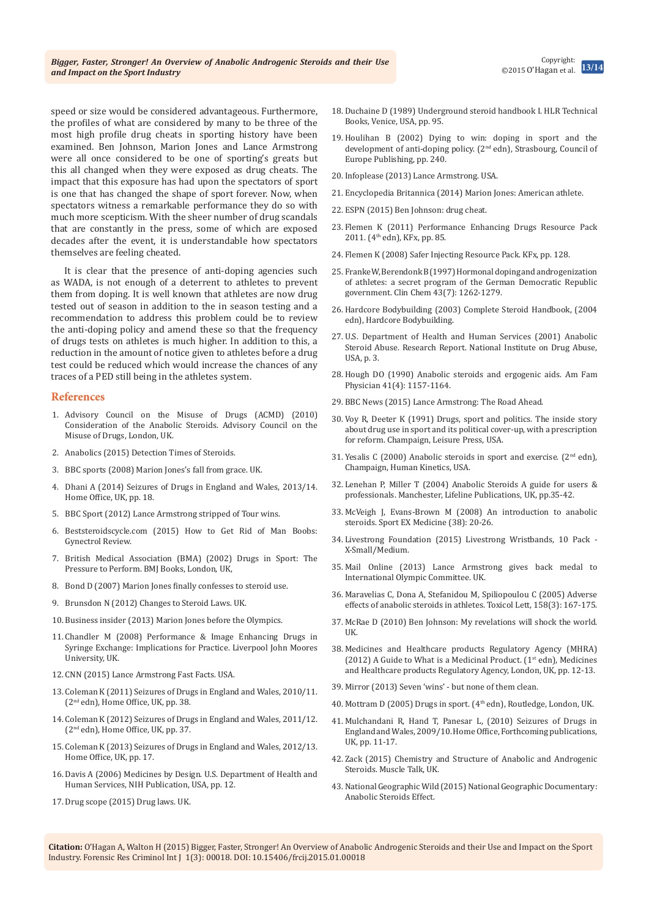speed or size would be considered advantageous. Furthermore, the profiles of what are considered by many to be three of the most high profile drug cheats in sporting history have been examined. Ben Johnson, Marion Jones and Lance Armstrong were all once considered to be one of sporting's greats but this all changed when they were exposed as drug cheats. The impact that this exposure has had upon the spectators of sport is one that has changed the shape of sport forever. Now, when spectators witness a remarkable performance they do so with much more scepticism. With the sheer number of drug scandals that are constantly in the press, some of which are exposed decades after the event, it is understandable how spectators themselves are feeling cheated.

It is clear that the presence of anti-doping agencies such as WADA, is not enough of a deterrent to athletes to prevent them from doping. It is well known that athletes are now drug tested out of season in addition to the in season testing and a recommendation to address this problem could be to review the anti-doping policy and amend these so that the frequency of drugs tests on athletes is much higher. In addition to this, a reduction in the amount of notice given to athletes before a drug test could be reduced which would increase the chances of any traces of a PED still being in the athletes system.

## References

1. Advisory Council on the Misuse of Drugs (ACMD) (2010) Consideration of the Anabolic Steroids. Advisory Council on the Misuse of Drugs, London, UK.
2. Anabolics (2015) Detection Times of Steroids.
3. BBC sports (2008) Marion Jones's fall from grace. UK.
4. Dhani A (2014) Seizures of Drugs in England and Wales, 2013/14. Home Office, UK, pp. 18.
5. BBC Sport (2012) Lance Armstrong stripped of Tour wins.
6. Beststeroidscycle.com (2015) How to Get Rid of Man Boobs: Gynectrol Review.
7. British Medical Association (BMA) (2002) Drugs in Sport: The Pressure to Perform. BMJ Books, London, UK,
8. Bond D (2007) Marion Jones finally confesses to steroid use.
9. Brunsdon N (2012) Changes to Steroid Laws. UK.
10. Business insider (2013) Marion Jones before the Olympics.
11. Chandler M (2008) Performance & Image Enhancing Drugs in Syringe Exchange: Implications for Practice. Liverpool John Moores University, UK.
12. CNN (2015) Lance Armstrong Fast Facts. USA.
13. Coleman K (2011) Seizures of Drugs in England and Wales, 2010/11. (2nd edn), Home Office, UK, pp. 38.
14. Coleman K (2012) Seizures of Drugs in England and Wales, 2011/12. (2nd edn), Home Office, UK, pp. 37.
15. Coleman K (2013) Seizures of Drugs in England and Wales, 2012/13. Home Office, UK, pp. 17.
16. Davis A (2006) Medicines by Design. U.S. Department of Health and Human Services, NIH Publication, USA, pp. 12.
17. Drug scope (2015) Drug laws. UK.
18. Duchaine D (1989) Underground steroid handbook I. HLR Technical Books, Venice, USA, pp. 95.
19. Houlihan B (2002) Dying to win: doping in sport and the development of anti-doping policy. (2nd edn), Strasbourg, Council of Europe Publishing, pp. 240.
20. Infoplease (2013) Lance Armstrong. USA.
21. Encyclopedia Britannica (2014) Marion Jones: American athlete.
22. ESPN (2015) Ben Johnson: drug cheat.
23. Flemen K (2011) Performance Enhancing Drugs Resource Pack 2011. (4th edn), KFx, pp. 85.
24. Flemen K (2008) Safer Injecting Resource Pack. KFx, pp. 128.
25. Franke W, Berendonk B (1997) Hormonal doping and androgenization of athletes: a secret program of the German Democratic Republic government. Clin Chem 43(7): 1262-1279.
26. Hardcore Bodybuilding (2003) Complete Steroid Handbook, (2004 edn), Hardcore Bodybuilding.
27. U.S. Department of Health and Human Services (2001) Anabolic Steroid Abuse. Research Report. National Institute on Drug Abuse, USA, p. 3.
28. Hough DO (1990) Anabolic steroids and ergogenic aids. Am Fam Physician 41(4): 1157-1164.
29. BBC News (2015) Lance Armstrong: The Road Ahead.
30. Voy R, Deeter K (1991) Drugs, sport and politics. The inside story about drug use in sport and its political cover-up, with a prescription for reform. Champaign, Leisure Press, USA.
31. Yesalis C (2000) Anabolic steroids in sport and exercise. (2nd edn), Champaign, Human Kinetics, USA.
32. Lenehan P, Miller T (2004) Anabolic Steroids A guide for users & professionals. Manchester, Lifeline Publications, UK, pp.35-42.
33. McVeigh J, Evans-Brown M (2008) An introduction to anabolic steroids. Sport EX Medicine (38): 20-26.
34. Livestrong Foundation (2015) Livestrong Wristbands, 10 Pack - X-Small/Medium.
35. Mail Online (2013) Lance Armstrong gives back medal to International Olympic Committee. UK.
36. Maravelias C, Dona A, Stefanidou M, Spiliopoulou C (2005) Adverse effects of anabolic steroids in athletes. Toxicol Lett, 158(3): 167-175.
37. McRae D (2010) Ben Johnson: My revelations will shock the world. UK.
38. Medicines and Healthcare products Regulatory Agency (MHRA) (2012) A Guide to What is a Medicinal Product. (1st edn), Medicines and Healthcare products Regulatory Agency, London, UK, pp. 12-13.
39. Mirror (2013) Seven 'wins' - but none of them clean.
40. Mottram D (2005) Drugs in sport. (4th edn), Routledge, London, UK.
41. Mulchandani R, Hand T, Panesar L, (2010) Seizures of Drugs in England and Wales, 2009/10. Home Office, Forthcoming publications, UK, pp. 11-17.
42. Zack (2015) Chemistry and Structure of Anabolic and Androgenic Steroids. Muscle Talk, UK.
43. National Geographic Wild (2015) National Geographic Documentary: Anabolic Steroids Effect.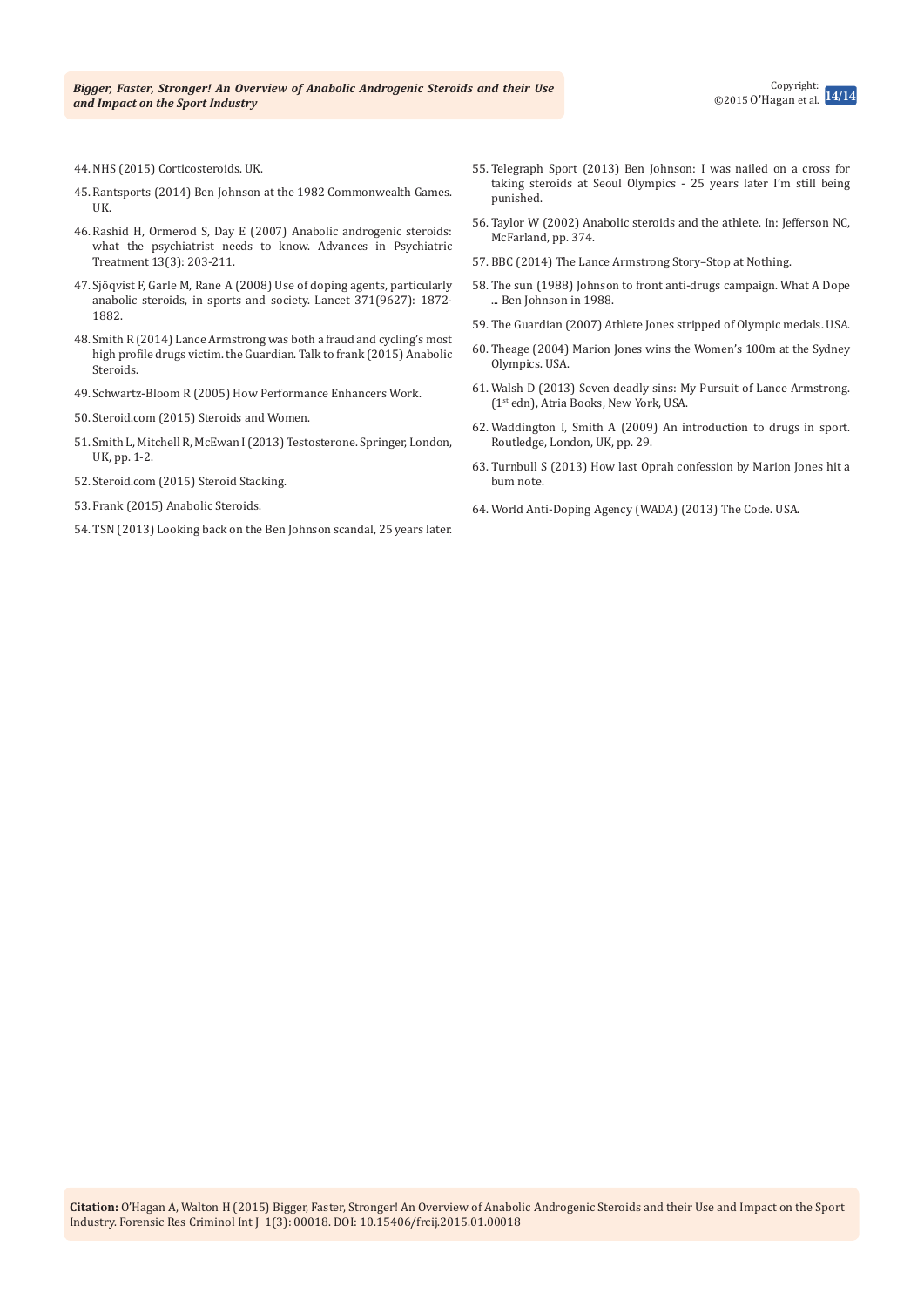44. NHS (2015) Corticosteroids. UK.
45. Rantsports (2014) Ben Johnson at the 1982 Commonwealth Games. UK.
46. Rashid H, Ormerod S, Day E (2007) Anabolic androgenic steroids: what the psychiatrist needs to know. Advances in Psychiatric Treatment 13(3): 203-211.
47. Sjöqvist F, Garle M, Rane A (2008) Use of doping agents, particularly anabolic steroids, in sports and society. Lancet 371(9627): 1872-1882.
48. Smith R (2014) Lance Armstrong was both a fraud and cycling's most high profile drugs victim. the Guardian. Talk to frank (2015) Anabolic Steroids.
49. Schwartz-Bloom R (2005) How Performance Enhancers Work.
50. Steroid.com (2015) Steroids and Women.
51. Smith L, Mitchell R, McEwan I (2013) Testosterone. Springer, London, UK, pp. 1-2.
52. Steroid.com (2015) Steroid Stacking.
53. Frank (2015) Anabolic Steroids.
54. TSN (2013) Looking back on the Ben Johnson scandal, 25 years later.
55. Telegraph Sport (2013) Ben Johnson: I was nailed on a cross for taking steroids at Seoul Olympics - 25 years later I'm still being punished.
56. Taylor W (2002) Anabolic steroids and the athlete. In: Jefferson NC, McFarland, pp. 374.
57. BBC (2014) The Lance Armstrong Story–Stop at Nothing.
58. The sun (1988) Johnson to front anti-drugs campaign. What A Dope ... Ben Johnson in 1988.
59. The Guardian (2007) Athlete Jones stripped of Olympic medals. USA.
60. Theage (2004) Marion Jones wins the Women's 100m at the Sydney Olympics. USA.
61. Walsh D (2013) Seven deadly sins: My Pursuit of Lance Armstrong. (1st edn), Atria Books, New York, USA.
62. Waddington I, Smith A (2009) An introduction to drugs in sport. Routledge, London, UK, pp. 29.
63. Turnbull S (2013) How last Oprah confession by Marion Jones hit a bum note.
64. World Anti-Doping Agency (WADA) (2013) The Code. USA.

**Citation:** O'Hagan A, Walton H (2015) Bigger, Faster, Stronger! An Overview of Anabolic Androgenic Steroids and their Use and Impact on the Sport Industry. Forensic Res Criminol Int J 1(3): 00018. DOI: 10.15406/frcij.2015.01.00018